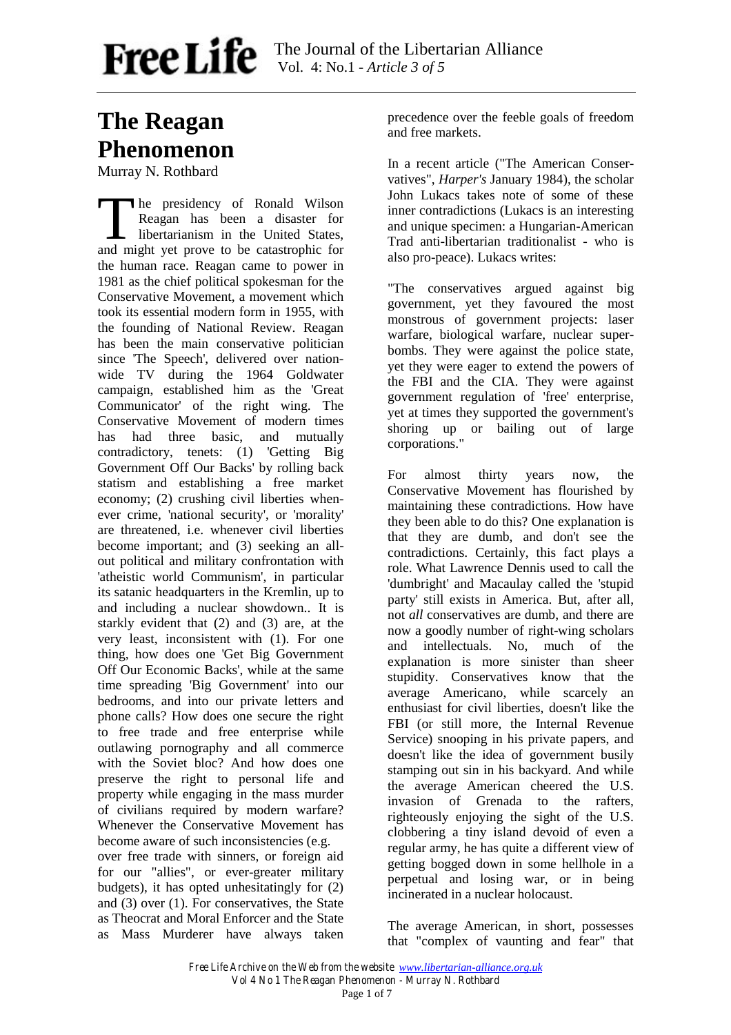# The Reagan Phenomenon

Murray N. Rothbard

The presidency of Ronald Wilson Reagan has been a disaster for libertarianism in the United States, and might yet prove to be catastrophic for the human race. Reagan came to power in 1981 as the chief political spokesman for the Conservative Movement, a movement which took its essential modern form in 1955, with the founding of National Review. Reagan has been the main conservative politician since 'The Speech', delivered over nation-wide TV during the 1964 Goldwater campaign, established him as the 'Great Communicator' of the right wing. The Conservative Movement of modern times has had three basic, and mutually contradictory, tenets: (1) 'Getting Big Government Off Our Backs' by rolling back statism and establishing a free market economy; (2) crushing civil liberties whenever crime, 'national security', or 'morality' are threatened, i.e. whenever civil liberties become important; and (3) seeking an all-out political and military confrontation with 'atheistic world Communism', in particular its satanic headquarters in the Kremlin, up to and including a nuclear showdown.. It is starkly evident that (2) and (3) are, at the very least, inconsistent with (1). For one thing, how does one 'Get Big Government Off Our Economic Backs', while at the same time spreading 'Big Government' into our bedrooms, and into our private letters and phone calls? How does one secure the right to free trade and free enterprise while outlawing pornography and all commerce with the Soviet bloc? And how does one preserve the right to personal life and property while engaging in the mass murder of civilians required by modern warfare? Whenever the Conservative Movement has become aware of such inconsistencies (e.g. over free trade with sinners, or foreign aid for our "allies", or ever-greater military budgets), it has opted unhesitatingly for (2) and (3) over (1). For conservatives, the State as Theocrat and Moral Enforcer and the State as Mass Murderer have always taken precedence over the feeble goals of freedom and free markets.

In a recent article ("The American Conservatives", *Harper's* January 1984), the scholar John Lukacs takes note of some of these inner contradictions (Lukacs is an interesting and unique specimen: a Hungarian-American Trad anti-libertarian traditionalist - who is also pro-peace). Lukacs writes:

"The conservatives argued against big government, yet they favoured the most monstrous of government projects: laser warfare, biological warfare, nuclear super-bombs. They were against the police state, yet they were eager to extend the powers of the FBI and the CIA. They were against government regulation of 'free' enterprise, yet at times they supported the government's shoring up or bailing out of large corporations."

For almost thirty years now, the Conservative Movement has flourished by maintaining these contradictions. How have they been able to do this? One explanation is that they are dumb, and don't see the contradictions. Certainly, this fact plays a role. What Lawrence Dennis used to call the 'dumbright' and Macaulay called the 'stupid party' still exists in America. But, after all, not *all* conservatives are dumb, and there are now a goodly number of right-wing scholars and intellectuals. No, much of the explanation is more sinister than sheer stupidity. Conservatives know that the average Americano, while scarcely an enthusiast for civil liberties, doesn't like the FBI (or still more, the Internal Revenue Service) snooping in his private papers, and doesn't like the idea of government busily stamping out sin in his backyard. And while the average American cheered the U.S. invasion of Grenada to the rafters, righteously enjoying the sight of the U.S. clobbering a tiny island devoid of even a regular army, he has quite a different view of getting bogged down in some hellhole in a perpetual and losing war, or in being incinerated in a nuclear holocaust.

The average American, in short, possesses that "complex of vaunting and fear" that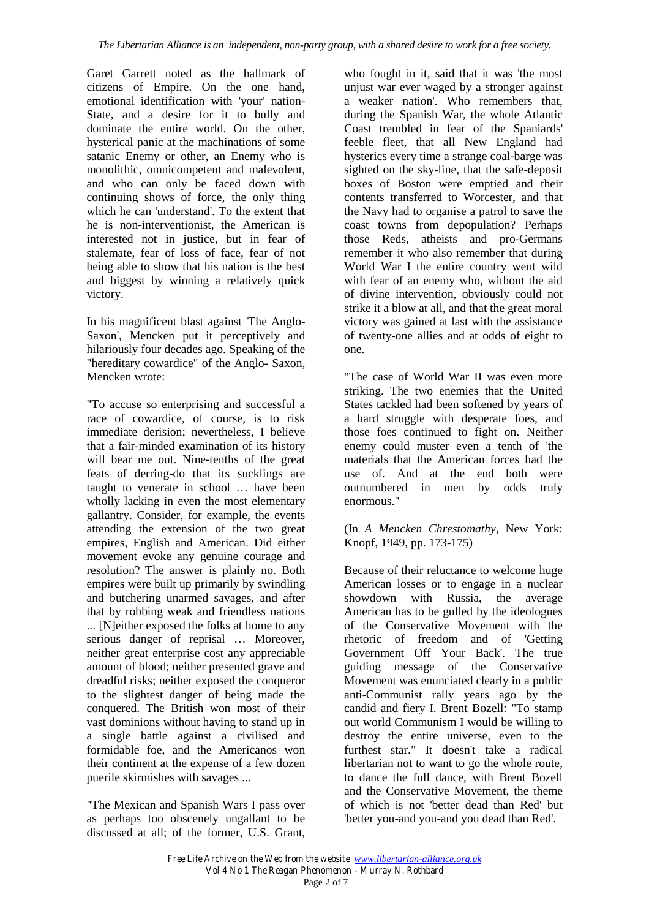Garet Garrett noted as the hallmark of citizens of Empire. On the one hand, emotional identification with 'your' nation-State, and a desire for it to bully and dominate the entire world. On the other, hysterical panic at the machinations of some satanic Enemy or other, an Enemy who is monolithic, omnicompetent and malevolent, and who can only be faced down with continuing shows of force, the only thing which he can 'understand'. To the extent that he is non-interventionist, the American is interested not in justice, but in fear of stalemate, fear of loss of face, fear of not being able to show that his nation is the best and biggest by winning a relatively quick victory.

In his magnificent blast against 'The Anglo-Saxon', Mencken put it perceptively and hilariously four decades ago. Speaking of the "hereditary cowardice" of the Anglo- Saxon, Mencken wrote:

"To accuse so enterprising and successful a race of cowardice, of course, is to risk immediate derision; nevertheless, I believe that a fair-minded examination of its history will bear me out. Nine-tenths of the great feats of derring-do that its sucklings are taught to venerate in school … have been wholly lacking in even the most elementary gallantry. Consider, for example, the events attending the extension of the two great empires, English and American. Did either movement evoke any genuine courage and resolution? The answer is plainly no. Both empires were built up primarily by swindling and butchering unarmed savages, and after that by robbing weak and friendless nations ... [N]either exposed the folks at home to any serious danger of reprisal … Moreover, neither great enterprise cost any appreciable amount of blood; neither presented grave and dreadful risks; neither exposed the conqueror to the slightest danger of being made the conquered. The British won most of their vast dominions without having to stand up in a single battle against a civilised and formidable foe, and the Americanos won their continent at the expense of a few dozen puerile skirmishes with savages ...

"The Mexican and Spanish Wars I pass over as perhaps too obscenely ungallant to be discussed at all; of the former, U.S. Grant, who fought in it, said that it was 'the most unjust war ever waged by a stronger against a weaker nation'. Who remembers that, during the Spanish War, the whole Atlantic Coast trembled in fear of the Spaniards' feeble fleet, that all New England had hysterics every time a strange coal-barge was sighted on the sky-line, that the safe-deposit boxes of Boston were emptied and their contents transferred to Worcester, and that the Navy had to organise a patrol to save the coast towns from depopulation? Perhaps those Reds, atheists and pro-Germans remember it who also remember that during World War I the entire country went wild with fear of an enemy who, without the aid of divine intervention, obviously could not strike it a blow at all, and that the great moral victory was gained at last with the assistance of twenty-one allies and at odds of eight to one.

"The case of World War II was even more striking. The two enemies that the United States tackled had been softened by years of a hard struggle with desperate foes, and those foes continued to fight on. Neither enemy could muster even a tenth of 'the materials that the American forces had the use of. And at the end both were outnumbered in men by odds truly enormous."

(In *A Mencken Chrestomathy*, New York: Knopf, 1949, pp. 173-175)

Because of their reluctance to welcome huge American losses or to engage in a nuclear showdown with Russia, the average American has to be gulled by the ideologues of the Conservative Movement with the rhetoric of freedom and of 'Getting Government Off Your Back'. The true guiding message of the Conservative Movement was enunciated clearly in a public anti-Communist rally years ago by the candid and fiery I. Brent Bozell: "To stamp out world Communism I would be willing to destroy the entire universe, even to the furthest star." It doesn't take a radical libertarian not to want to go the whole route, to dance the full dance, with Brent Bozell and the Conservative Movement, the theme of which is not 'better dead than Red' but 'better you-and you-and you dead than Red'.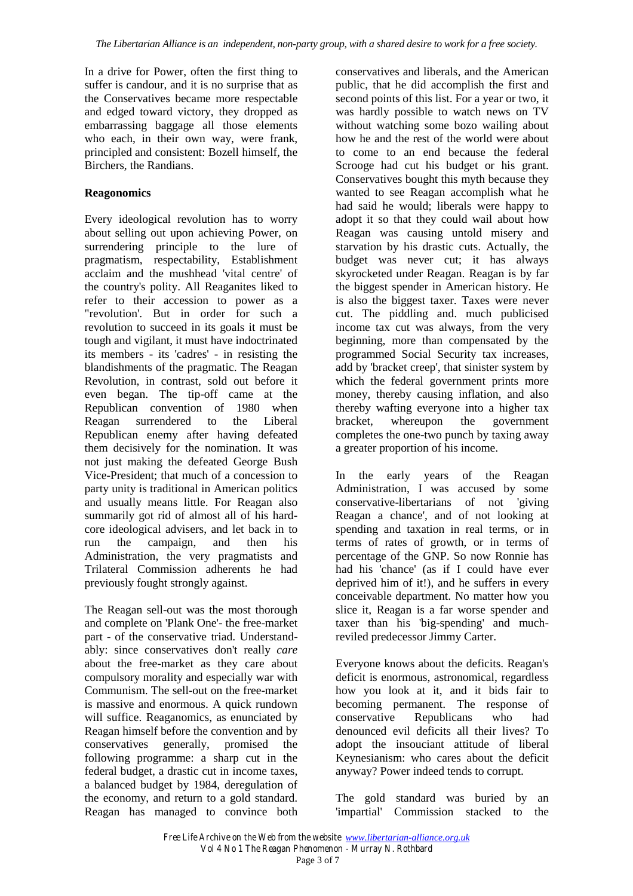In a drive for Power, often the first thing to suffer is candour, and it is no surprise that as the Conservatives became more respectable and edged toward victory, they dropped as embarrassing baggage all those elements who each, in their own way, were frank, principled and consistent: Bozell himself, the Birchers, the Randians.

## Reagonomics

Every ideological revolution has to worry about selling out upon achieving Power, on surrendering principle to the lure of pragmatism, respectability, Establishment acclaim and the mushhead 'vital centre' of the country's polity. All Reaganites liked to refer to their accession to power as a "revolution'. But in order for such a revolution to succeed in its goals it must be tough and vigilant, it must have indoctrinated its members - its 'cadres' - in resisting the blandishments of the pragmatic. The Reagan Revolution, in contrast, sold out before it even began. The tip-off came at the Republican convention of 1980 when Reagan surrendered to the Liberal Republican enemy after having defeated them decisively for the nomination. It was not just making the defeated George Bush Vice-President; that much of a concession to party unity is traditional in American politics and usually means little. For Reagan also summarily got rid of almost all of his hard-core ideological advisers, and let back in to run the campaign, and then his Administration, the very pragmatists and Trilateral Commission adherents he had previously fought strongly against.

The Reagan sell-out was the most thorough and complete on 'Plank One'- the free-market part - of the conservative triad. Understandably: since conservatives don't really *care* about the free-market as they care about compulsory morality and especially war with Communism. The sell-out on the free-market is massive and enormous. A quick rundown will suffice. Reaganomics, as enunciated by Reagan himself before the convention and by conservatives generally, promised the following programme: a sharp cut in the federal budget, a drastic cut in income taxes, a balanced budget by 1984, deregulation of the economy, and return to a gold standard. Reagan has managed to convince both conservatives and liberals, and the American public, that he did accomplish the first and second points of this list. For a year or two, it was hardly possible to watch news on TV without watching some bozo wailing about how he and the rest of the world were about to come to an end because the federal Scrooge had cut his budget or his grant. Conservatives bought this myth because they wanted to see Reagan accomplish what he had said he would; liberals were happy to adopt it so that they could wail about how Reagan was causing untold misery and starvation by his drastic cuts. Actually, the budget was never cut; it has always skyrocketed under Reagan. Reagan is by far the biggest spender in American history. He is also the biggest taxer. Taxes were never cut. The piddling and. much publicised income tax cut was always, from the very beginning, more than compensated by the programmed Social Security tax increases, add by 'bracket creep', that sinister system by which the federal government prints more money, thereby causing inflation, and also thereby wafting everyone into a higher tax bracket, whereupon the government completes the one-two punch by taxing away a greater proportion of his income.

In the early years of the Reagan Administration, I was accused by some conservative-libertarians of not 'giving Reagan a chance', and of not looking at spending and taxation in real terms, or in terms of rates of growth, or in terms of percentage of the GNP. So now Ronnie has had his 'chance' (as if I could have ever deprived him of it!), and he suffers in every conceivable department. No matter how you slice it, Reagan is a far worse spender and taxer than his 'big-spending' and much-reviled predecessor Jimmy Carter.

Everyone knows about the deficits. Reagan's deficit is enormous, astronomical, regardless how you look at it, and it bids fair to becoming permanent. The response of conservative Republicans who had denounced evil deficits all their lives? To adopt the insouciant attitude of liberal Keynesianism: who cares about the deficit anyway? Power indeed tends to corrupt.

The gold standard was buried by an 'impartial' Commission stacked to the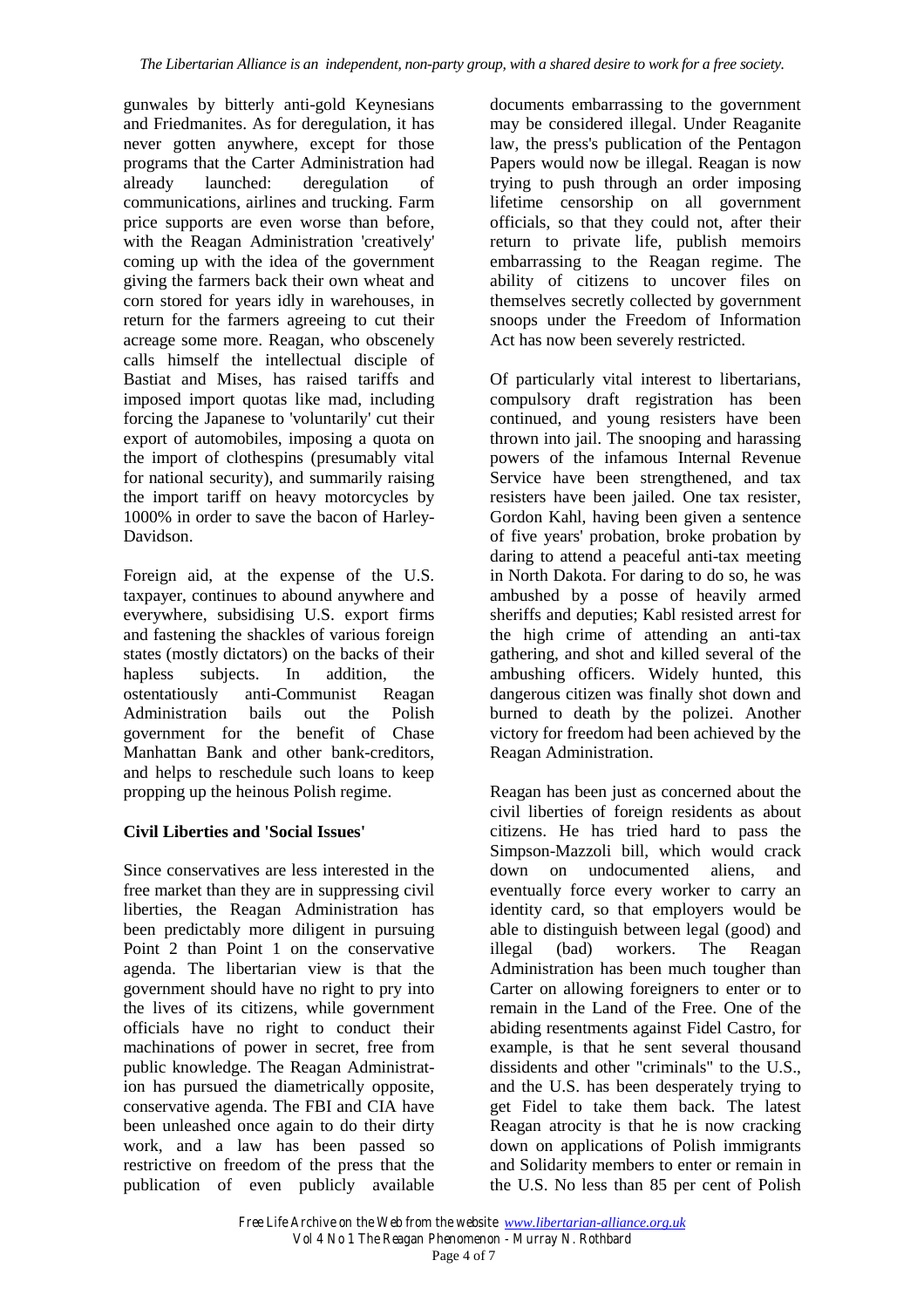gunwales by bitterly anti-gold Keynesians and Friedmanites. As for deregulation, it has never gotten anywhere, except for those programs that the Carter Administration had already launched: deregulation of communications, airlines and trucking. Farm price supports are even worse than before, with the Reagan Administration 'creatively' coming up with the idea of the government giving the farmers back their own wheat and corn stored for years idly in warehouses, in return for the farmers agreeing to cut their acreage some more. Reagan, who obscenely calls himself the intellectual disciple of Bastiat and Mises, has raised tariffs and imposed import quotas like mad, including forcing the Japanese to 'voluntarily' cut their export of automobiles, imposing a quota on the import of clothespins (presumably vital for national security), and summarily raising the import tariff on heavy motorcycles by 1000% in order to save the bacon of Harley-Davidson.

Foreign aid, at the expense of the U.S. taxpayer, continues to abound anywhere and everywhere, subsidising U.S. export firms and fastening the shackles of various foreign states (mostly dictators) on the backs of their hapless subjects. In addition, the ostentatiously anti-Communist Reagan Administration bails out the Polish government for the benefit of Chase Manhattan Bank and other bank-creditors, and helps to reschedule such loans to keep propping up the heinous Polish regime.

## Civil Liberties and 'Social Issues'

Since conservatives are less interested in the free market than they are in suppressing civil liberties, the Reagan Administration has been predictably more diligent in pursuing Point 2 than Point 1 on the conservative agenda. The libertarian view is that the government should have no right to pry into the lives of its citizens, while government officials have no right to conduct their machinations of power in secret, free from public knowledge. The Reagan Administration has pursued the diametrically opposite, conservative agenda. The FBI and CIA have been unleashed once again to do their dirty work, and a law has been passed so restrictive on freedom of the press that the publication of even publicly available documents embarrassing to the government may be considered illegal. Under Reaganite law, the press's publication of the Pentagon Papers would now be illegal. Reagan is now trying to push through an order imposing lifetime censorship on all government officials, so that they could not, after their return to private life, publish memoirs embarrassing to the Reagan regime. The ability of citizens to uncover files on themselves secretly collected by government snoops under the Freedom of Information Act has now been severely restricted.

Of particularly vital interest to libertarians, compulsory draft registration has been continued, and young resisters have been thrown into jail. The snooping and harassing powers of the infamous Internal Revenue Service have been strengthened, and tax resisters have been jailed. One tax resister, Gordon Kahl, having been given a sentence of five years' probation, broke probation by daring to attend a peaceful anti-tax meeting in North Dakota. For daring to do so, he was ambushed by a posse of heavily armed sheriffs and deputies; Kabl resisted arrest for the high crime of attending an anti-tax gathering, and shot and killed several of the ambushing officers. Widely hunted, this dangerous citizen was finally shot down and burned to death by the polizei. Another victory for freedom had been achieved by the Reagan Administration.

Reagan has been just as concerned about the civil liberties of foreign residents as about citizens. He has tried hard to pass the Simpson-Mazzoli bill, which would crack down on undocumented aliens, and eventually force every worker to carry an identity card, so that employers would be able to distinguish between legal (good) and illegal (bad) workers. The Reagan Administration has been much tougher than Carter on allowing foreigners to enter or to remain in the Land of the Free. One of the abiding resentments against Fidel Castro, for example, is that he sent several thousand dissidents and other "criminals" to the U.S., and the U.S. has been desperately trying to get Fidel to take them back. The latest Reagan atrocity is that he is now cracking down on applications of Polish immigrants and Solidarity members to enter or remain in the U.S. No less than 85 per cent of Polish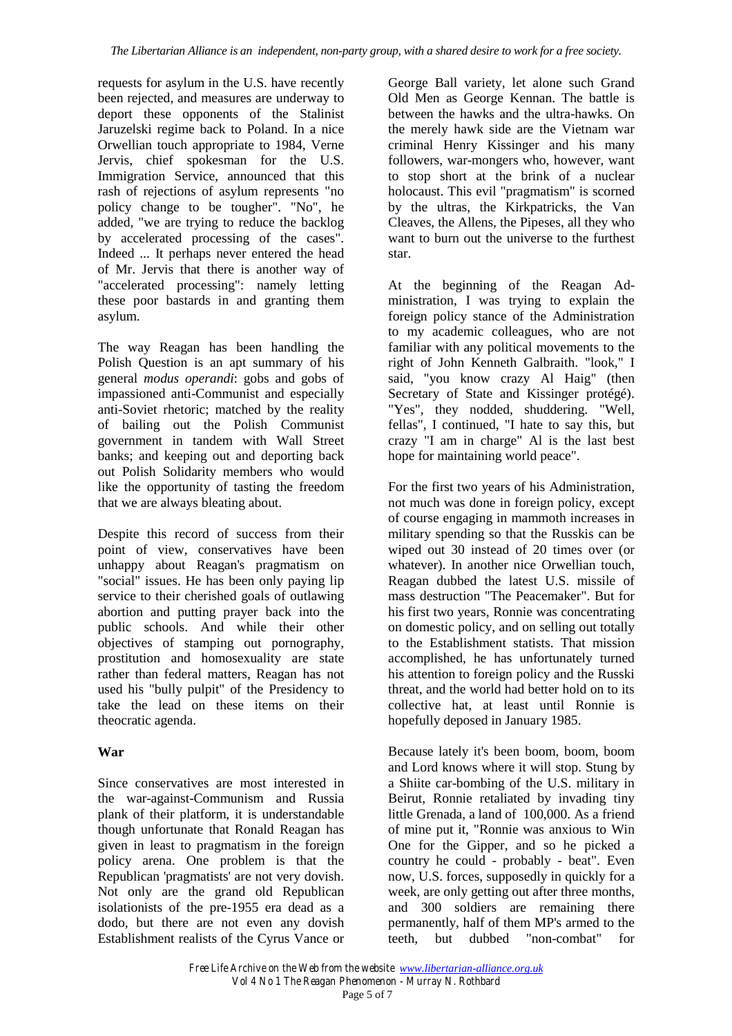requests for asylum in the U.S. have recently been rejected, and measures are underway to deport these opponents of the Stalinist Jaruzelski regime back to Poland. In a nice Orwellian touch appropriate to 1984, Verne Jervis, chief spokesman for the U.S. Immigration Service, announced that this rash of rejections of asylum represents "no policy change to be tougher". "No", he added, "we are trying to reduce the backlog by accelerated processing of the cases". Indeed ... It perhaps never entered the head of Mr. Jervis that there is another way of "accelerated processing": namely letting these poor bastards in and granting them asylum.

The way Reagan has been handling the Polish Question is an apt summary of his general *modus operandi*: gobs and gobs of impassioned anti-Communist and especially anti-Soviet rhetoric; matched by the reality of bailing out the Polish Communist government in tandem with Wall Street banks; and keeping out and deporting back out Polish Solidarity members who would like the opportunity of tasting the freedom that we are always bleating about.

Despite this record of success from their point of view, conservatives have been unhappy about Reagan's pragmatism on "social" issues. He has been only paying lip service to their cherished goals of outlawing abortion and putting prayer back into the public schools. And while their other objectives of stamping out pornography, prostitution and homosexuality are state rather than federal matters, Reagan has not used his "bully pulpit" of the Presidency to take the lead on these items on their theocratic agenda.

**War**

Since conservatives are most interested in the war-against-Communism and Russia plank of their platform, it is understandable though unfortunate that Ronald Reagan has given in least to pragmatism in the foreign policy arena. One problem is that the Republican 'pragmatists' are not very dovish. Not only are the grand old Republican isolationists of the pre-1955 era dead as a dodo, but there are not even any dovish Establishment realists of the Cyrus Vance or George Ball variety, let alone such Grand Old Men as George Kennan. The battle is between the hawks and the ultra-hawks. On the merely hawk side are the Vietnam war criminal Henry Kissinger and his many followers, war-mongers who, however, want to stop short at the brink of a nuclear holocaust. This evil "pragmatism" is scorned by the ultras, the Kirkpatricks, the Van Cleaves, the Allens, the Pipeses, all they who want to burn out the universe to the furthest star.

At the beginning of the Reagan Administration, I was trying to explain the foreign policy stance of the Administration to my academic colleagues, who are not familiar with any political movements to the right of John Kenneth Galbraith. "look," I said, "you know crazy Al Haig" (then Secretary of State and Kissinger protégé). "Yes", they nodded, shuddering. "Well, fellas", I continued, "I hate to say this, but crazy "I am in charge" Al is the last best hope for maintaining world peace".

For the first two years of his Administration, not much was done in foreign policy, except of course engaging in mammoth increases in military spending so that the Russkis can be wiped out 30 instead of 20 times over (or whatever). In another nice Orwellian touch, Reagan dubbed the latest U.S. missile of mass destruction "The Peacemaker". But for his first two years, Ronnie was concentrating on domestic policy, and on selling out totally to the Establishment statists. That mission accomplished, he has unfortunately turned his attention to foreign policy and the Russki threat, and the world had better hold on to its collective hat, at least until Ronnie is hopefully deposed in January 1985.

Because lately it's been boom, boom, boom and Lord knows where it will stop. Stung by a Shiite car-bombing of the U.S. military in Beirut, Ronnie retaliated by invading tiny little Grenada, a land of 100,000. As a friend of mine put it, "Ronnie was anxious to Win One for the Gipper, and so he picked a country he could - probably - beat". Even now, U.S. forces, supposedly in quickly for a week, are only getting out after three months, and 300 soldiers are remaining there permanently, half of them MP's armed to the teeth, but dubbed "non-combat" for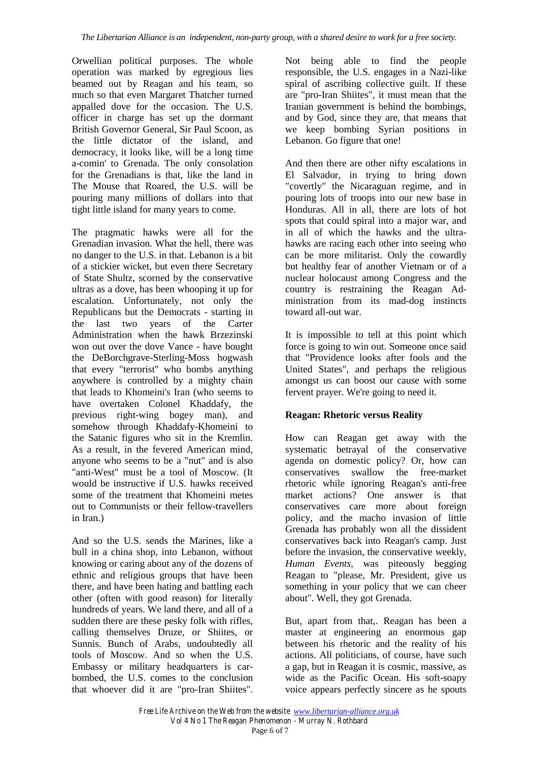Orwellian political purposes. The whole operation was marked by egregious lies beamed out by Reagan and his team, so much so that even Margaret Thatcher turned appalled dove for the occasion. The U.S. officer in charge has set up the dormant British Governor General, Sir Paul Scoon, as the little dictator of the island, and democracy, it looks like, will be a long time a-comin' to Grenada. The only consolation for the Grenadians is that, like the land in The Mouse that Roared, the U.S. will be pouring many millions of dollars into that tight little island for many years to come.

The pragmatic hawks were all for the Grenadian invasion. What the hell, there was no danger to the U.S. in that. Lebanon is a bit of a stickier wicket, but even there Secretary of State Shultz, scorned by the conservative ultras as a dove, has been whooping it up for escalation. Unfortunately, not only the Republicans but the Democrats - starting in the last two years of the Carter Administration when the hawk Brzezinski won out over the dove Vance - have bought the DeBorchgrave-Sterling-Moss hogwash that every "terrorist" who bombs anything anywhere is controlled by a mighty chain that leads to Khomeini's Iran (who seems to have overtaken Colonel Khaddafy, the previous right-wing bogey man), and somehow through Khaddafy-Khomeini to the Satanic figures who sit in the Kremlin. As a result, in the fevered American mind, anyone who seems to be a "nut" and is also "anti-West" must be a tool of Moscow. (It would be instructive if U.S. hawks received some of the treatment that Khomeini metes out to Communists or their fellow-travellers in Iran.)

And so the U.S. sends the Marines, like a bull in a china shop, into Lebanon, without knowing or caring about any of the dozens of ethnic and religious groups that have been there, and have been hating and battling each other (often with good reason) for literally hundreds of years. We land there, and all of a sudden there are these pesky folk with rifles, calling themselves Druze, or Shiites, or Sunnis. Bunch of Arabs, undoubtedly all tools of Moscow. And so when the U.S. Embassy or military headquarters is car-bombed, the U.S. comes to the conclusion that whoever did it are "pro-Iran Shiites". Not being able to find the people responsible, the U.S. engages in a Nazi-like spiral of ascribing collective guilt. If these are "pro-Iran Shiites", it must mean that the Iranian government is behind the bombings, and by God, since they are, that means that we keep bombing Syrian positions in Lebanon. Go figure that one!

And then there are other nifty escalations in El Salvador, in trying to bring down "covertly" the Nicaraguan regime, and in pouring lots of troops into our new base in Honduras. All in all, there are lots of hot spots that could spiral into a major war, and in all of which the hawks and the ultra-hawks are racing each other into seeing who can be more militarist. Only the cowardly but healthy fear of another Vietnam or of a nuclear holocaust among Congress and the country is restraining the Reagan Administration from its mad-dog instincts toward all-out war.

It is impossible to tell at this point which force is going to win out. Someone once said that "Providence looks after fools and the United States", and perhaps the religious amongst us can boost our cause with some fervent prayer. We're going to need it.

**Reagan: Rhetoric versus Reality**

How can Reagan get away with the systematic betrayal of the conservative agenda on domestic policy? Or, how can conservatives swallow the free-market rhetoric while ignoring Reagan's anti-free market actions? One answer is that conservatives care more about foreign policy, and the macho invasion of little Grenada has probably won all the dissident conservatives back into Reagan's camp. Just before the invasion, the conservative weekly, *Human Events*, was piteously begging Reagan to "please, Mr. President, give us something in your policy that we can cheer about". Well, they got Grenada.

But, apart from that,. Reagan has been a master at engineering an enormous gap between his rhetoric and the reality of his actions. All politicians, of course, have such a gap, but in Reagan it is cosmic, massive, as wide as the Pacific Ocean. His soft-soapy voice appears perfectly sincere as he spouts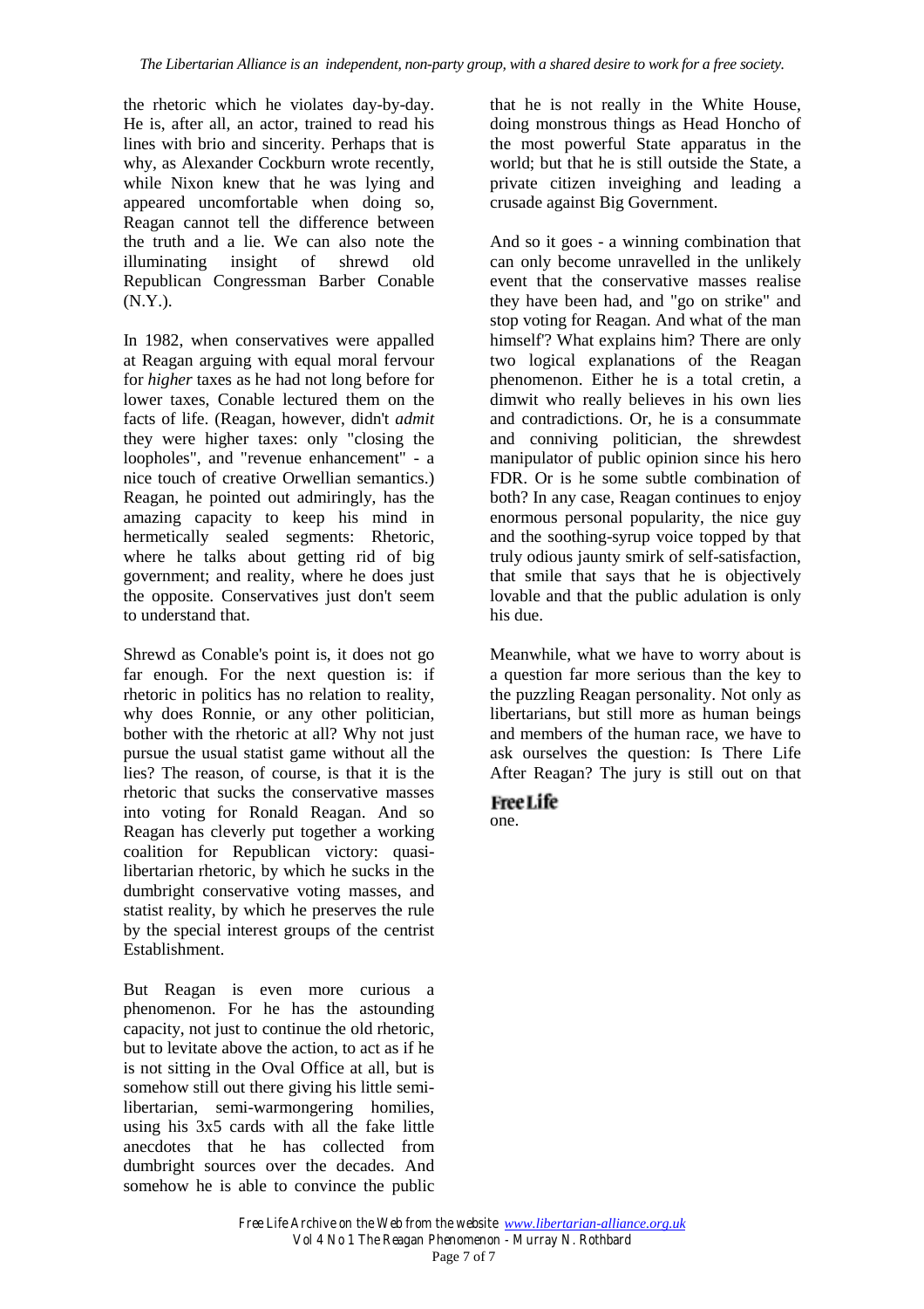the rhetoric which he violates day-by-day. He is, after all, an actor, trained to read his lines with brio and sincerity. Perhaps that is why, as Alexander Cockburn wrote recently, while Nixon knew that he was lying and appeared uncomfortable when doing so, Reagan cannot tell the difference between the truth and a lie. We can also note the illuminating insight of shrewd old Republican Congressman Barber Conable (N.Y.).

In 1982, when conservatives were appalled at Reagan arguing with equal moral fervour for *higher* taxes as he had not long before for lower taxes, Conable lectured them on the facts of life. (Reagan, however, didn't *admit* they were higher taxes: only "closing the loopholes", and "revenue enhancement" - a nice touch of creative Orwellian semantics.) Reagan, he pointed out admiringly, has the amazing capacity to keep his mind in hermetically sealed segments: Rhetoric, where he talks about getting rid of big government; and reality, where he does just the opposite. Conservatives just don't seem to understand that.

Shrewd as Conable's point is, it does not go far enough. For the next question is: if rhetoric in politics has no relation to reality, why does Ronnie, or any other politician, bother with the rhetoric at all? Why not just pursue the usual statist game without all the lies? The reason, of course, is that it is the rhetoric that sucks the conservative masses into voting for Ronald Reagan. And so Reagan has cleverly put together a working coalition for Republican victory: quasi-libertarian rhetoric, by which he sucks in the dumbright conservative voting masses, and statist reality, by which he preserves the rule by the special interest groups of the centrist Establishment.

But Reagan is even more curious a phenomenon. For he has the astounding capacity, not just to continue the old rhetoric, but to levitate above the action, to act as if he is not sitting in the Oval Office at all, but is somehow still out there giving his little semi-libertarian, semi-warmongering homilies, using his 3x5 cards with all the fake little anecdotes that he has collected from dumbright sources over the decades. And somehow he is able to convince the public that he is not really in the White House, doing monstrous things as Head Honcho of the most powerful State apparatus in the world; but that he is still outside the State, a private citizen inveighing and leading a crusade against Big Government.

And so it goes - a winning combination that can only become unravelled in the unlikely event that the conservative masses realise they have been had, and "go on strike" and stop voting for Reagan. And what of the man himself'? What explains him? There are only two logical explanations of the Reagan phenomenon. Either he is a total cretin, a dimwit who really believes in his own lies and contradictions. Or, he is a consummate and conniving politician, the shrewdest manipulator of public opinion since his hero FDR. Or is he some subtle combination of both? In any case, Reagan continues to enjoy enormous personal popularity, the nice guy and the soothing-syrup voice topped by that truly odious jaunty smirk of self-satisfaction, that smile that says that he is objectively lovable and that the public adulation is only his due.

Meanwhile, what we have to worry about is a question far more serious than the key to the puzzling Reagan personality. Not only as libertarians, but still more as human beings and members of the human race, we have to ask ourselves the question: Is There Life After Reagan? The jury is still out on that one.

**Free Life**